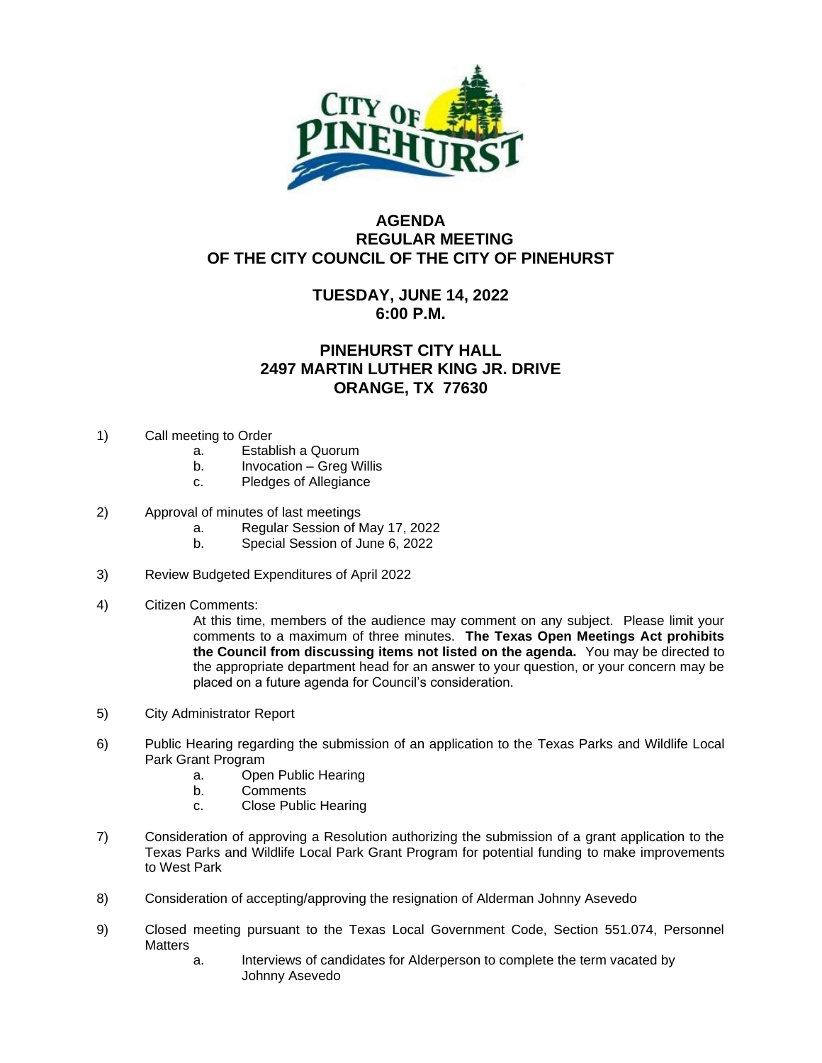# AGENDA
## REGULAR MEETING
## OF THE CITY COUNCIL OF THE CITY OF PINEHURST

**TUESDAY, JUNE 14, 2022**
**6:00 P.M.**

**PINEHURST CITY HALL**
**2497 MARTIN LUTHER KING JR. DRIVE**
**ORANGE, TX 77630**

1) Call meeting to Order
   a. Establish a Quorum
   b. Invocation – Greg Willis
   c. Pledges of Allegiance

2) Approval of minutes of last meetings
   a. Regular Session of May 17, 2022
   b. Special Session of June 6, 2022

3) Review Budgeted Expenditures of April 2022

4) Citizen Comments:
   At this time, members of the audience may comment on any subject. Please limit your comments to a maximum of three minutes. **The Texas Open Meetings Act prohibits the Council from discussing items not listed on the agenda.** You may be directed to the appropriate department head for an answer to your question, or your concern may be placed on a future agenda for Council's consideration.

5) City Administrator Report

6) Public Hearing regarding the submission of an application to the Texas Parks and Wildlife Local Park Grant Program
   a. Open Public Hearing
   b. Comments
   c. Close Public Hearing

7) Consideration of approving a Resolution authorizing the submission of a grant application to the Texas Parks and Wildlife Local Park Grant Program for potential funding to make improvements to West Park

8) Consideration of accepting/approving the resignation of Alderman Johnny Asevedo

9) Closed meeting pursuant to the Texas Local Government Code, Section 551.074, Personnel Matters
   a. Interviews of candidates for Alderperson to complete the term vacated by Johnny Asevedo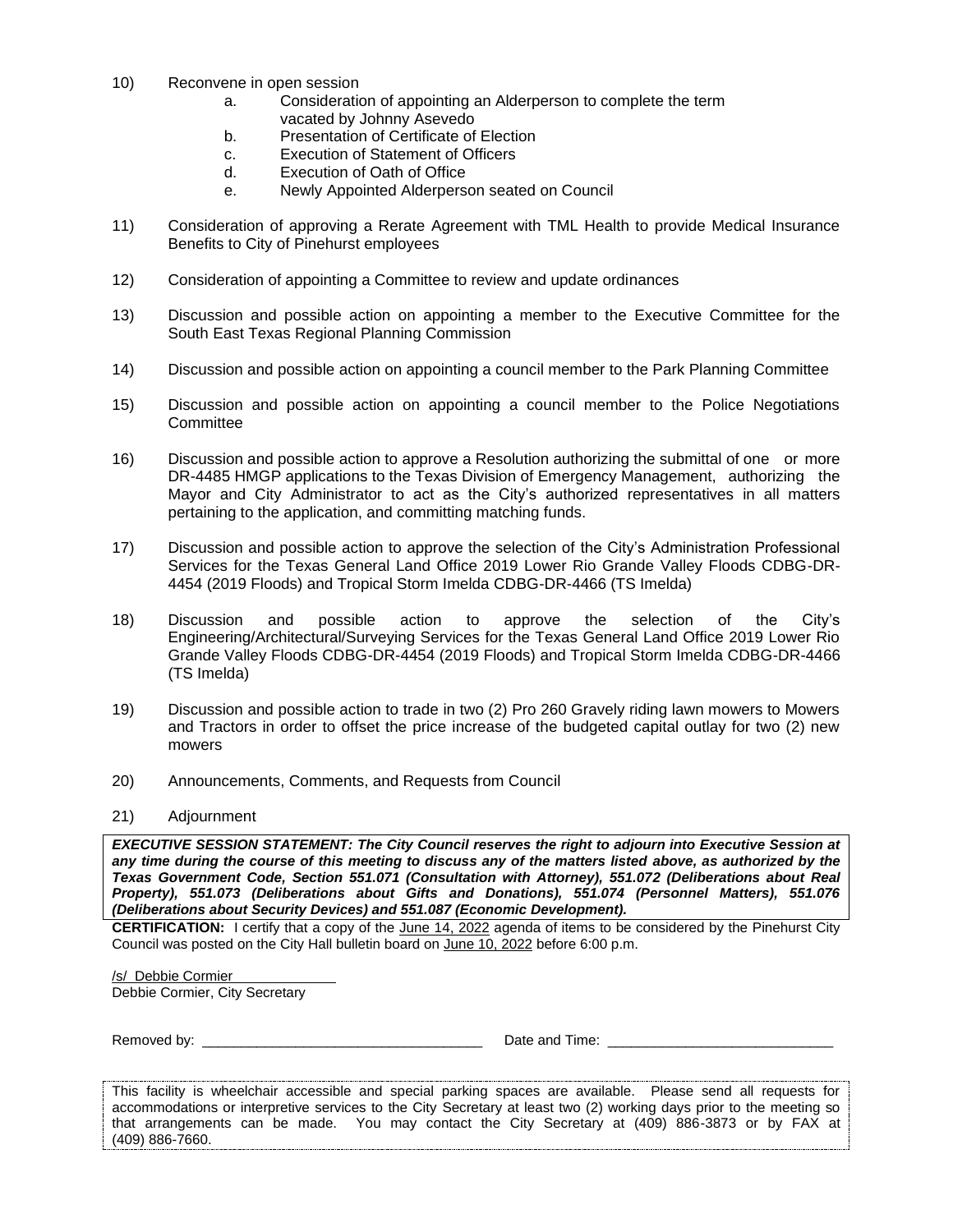10) Reconvene in open session
    a. Consideration of appointing an Alderperson to complete the term vacated by Johnny Asevedo
    b. Presentation of Certificate of Election
    c. Execution of Statement of Officers
    d. Execution of Oath of Office
    e. Newly Appointed Alderperson seated on Council

11) Consideration of approving a Rerate Agreement with TML Health to provide Medical Insurance Benefits to City of Pinehurst employees

12) Consideration of appointing a Committee to review and update ordinances

13) Discussion and possible action on appointing a member to the Executive Committee for the South East Texas Regional Planning Commission

14) Discussion and possible action on appointing a council member to the Park Planning Committee

15) Discussion and possible action on appointing a council member to the Police Negotiations Committee

16) Discussion and possible action to approve a Resolution authorizing the submittal of one or more DR-4485 HMGP applications to the Texas Division of Emergency Management, authorizing the Mayor and City Administrator to act as the City's authorized representatives in all matters pertaining to the application, and committing matching funds.

17) Discussion and possible action to approve the selection of the City's Administration Professional Services for the Texas General Land Office 2019 Lower Rio Grande Valley Floods CDBG-DR-4454 (2019 Floods) and Tropical Storm Imelda CDBG-DR-4466 (TS Imelda)

18) Discussion and possible action to approve the selection of the City's Engineering/Architectural/Surveying Services for the Texas General Land Office 2019 Lower Rio Grande Valley Floods CDBG-DR-4454 (2019 Floods) and Tropical Storm Imelda CDBG-DR-4466 (TS Imelda)

19) Discussion and possible action to trade in two (2) Pro 260 Gravely riding lawn mowers to Mowers and Tractors in order to offset the price increase of the budgeted capital outlay for two (2) new mowers

20) Announcements, Comments, and Requests from Council

21) Adjournment

***EXECUTIVE SESSION STATEMENT: The City Council reserves the right to adjourn into Executive Session at any time during the course of this meeting to discuss any of the matters listed above, as authorized by the Texas Government Code, Section 551.071 (Consultation with Attorney), 551.072 (Deliberations about Real Property), 551.073 (Deliberations about Gifts and Donations), 551.074 (Personnel Matters), 551.076 (Deliberations about Security Devices) and 551.087 (Economic Development).***

**CERTIFICATION:** I certify that a copy of the June 14, 2022 agenda of items to be considered by the Pinehurst City Council was posted on the City Hall bulletin board on June 10, 2022 before 6:00 p.m.

/s/ Debbie Cormier
Debbie Cormier, City Secretary

Removed by: ____________________________________ Date and Time: _____________________________

This facility is wheelchair accessible and special parking spaces are available. Please send all requests for accommodations or interpretive services to the City Secretary at least two (2) working days prior to the meeting so that arrangements can be made. You may contact the City Secretary at (409) 886-3873 or by FAX at (409) 886-7660.